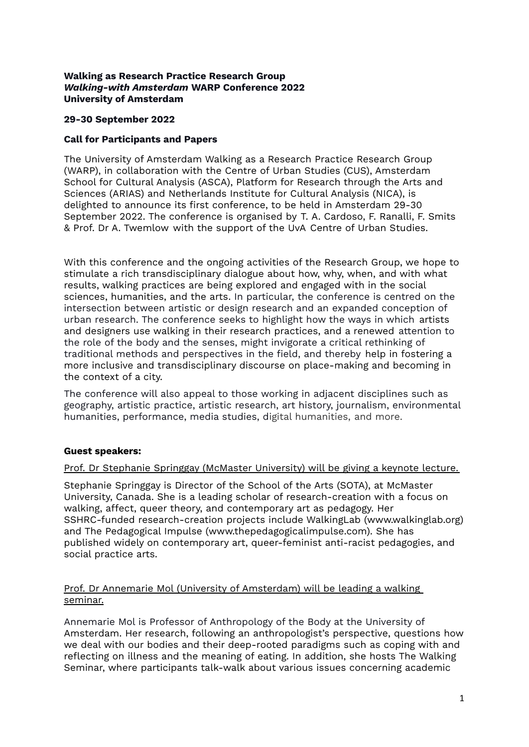**Walking as Research Practice Research Group**
***Walking-with Amsterdam* WARP Conference 2022**
**University of Amsterdam**

**29-30 September 2022**

**Call for Participants and Papers**

The University of Amsterdam Walking as a Research Practice Research Group (WARP), in collaboration with the Centre of Urban Studies (CUS), Amsterdam School for Cultural Analysis (ASCA), Platform for Research through the Arts and Sciences (ARIAS) and Netherlands Institute for Cultural Analysis (NICA), is delighted to announce its first conference, to be held in Amsterdam 29-30 September 2022. The conference is organised by T. A. Cardoso, F. Ranalli, F. Smits & Prof. Dr A. Twemlow with the support of the UvA Centre of Urban Studies.

With this conference and the ongoing activities of the Research Group, we hope to stimulate a rich transdisciplinary dialogue about how, why, when, and with what results, walking practices are being explored and engaged with in the social sciences, humanities, and the arts. In particular, the conference is centred on the intersection between artistic or design research and an expanded conception of urban research. The conference seeks to highlight how the ways in which artists and designers use walking in their research practices, and a renewed attention to the role of the body and the senses, might invigorate a critical rethinking of traditional methods and perspectives in the field, and thereby help in fostering a more inclusive and transdisciplinary discourse on place-making and becoming in the context of a city.

The conference will also appeal to those working in adjacent disciplines such as geography, artistic practice, artistic research, art history, journalism, environmental humanities, performance, media studies, digital humanities, and more.

**Guest speakers:**

<u>Prof. Dr Stephanie Springgay (McMaster University) will be giving a keynote lecture.</u>

Stephanie Springgay is Director of the School of the Arts (SOTA), at McMaster University, Canada. She is a leading scholar of research-creation with a focus on walking, affect, queer theory, and contemporary art as pedagogy. Her SSHRC-funded research-creation projects include WalkingLab (www.walkinglab.org) and The Pedagogical Impulse (www.thepedagogicalimpulse.com). She has published widely on contemporary art, queer-feminist anti-racist pedagogies, and social practice arts.

<u>Prof. Dr Annemarie Mol (University of Amsterdam) will be leading a walking seminar.</u>

Annemarie Mol is Professor of Anthropology of the Body at the University of Amsterdam. Her research, following an anthropologist's perspective, questions how we deal with our bodies and their deep-rooted paradigms such as coping with and reflecting on illness and the meaning of eating. In addition, she hosts The Walking Seminar, where participants talk-walk about various issues concerning academic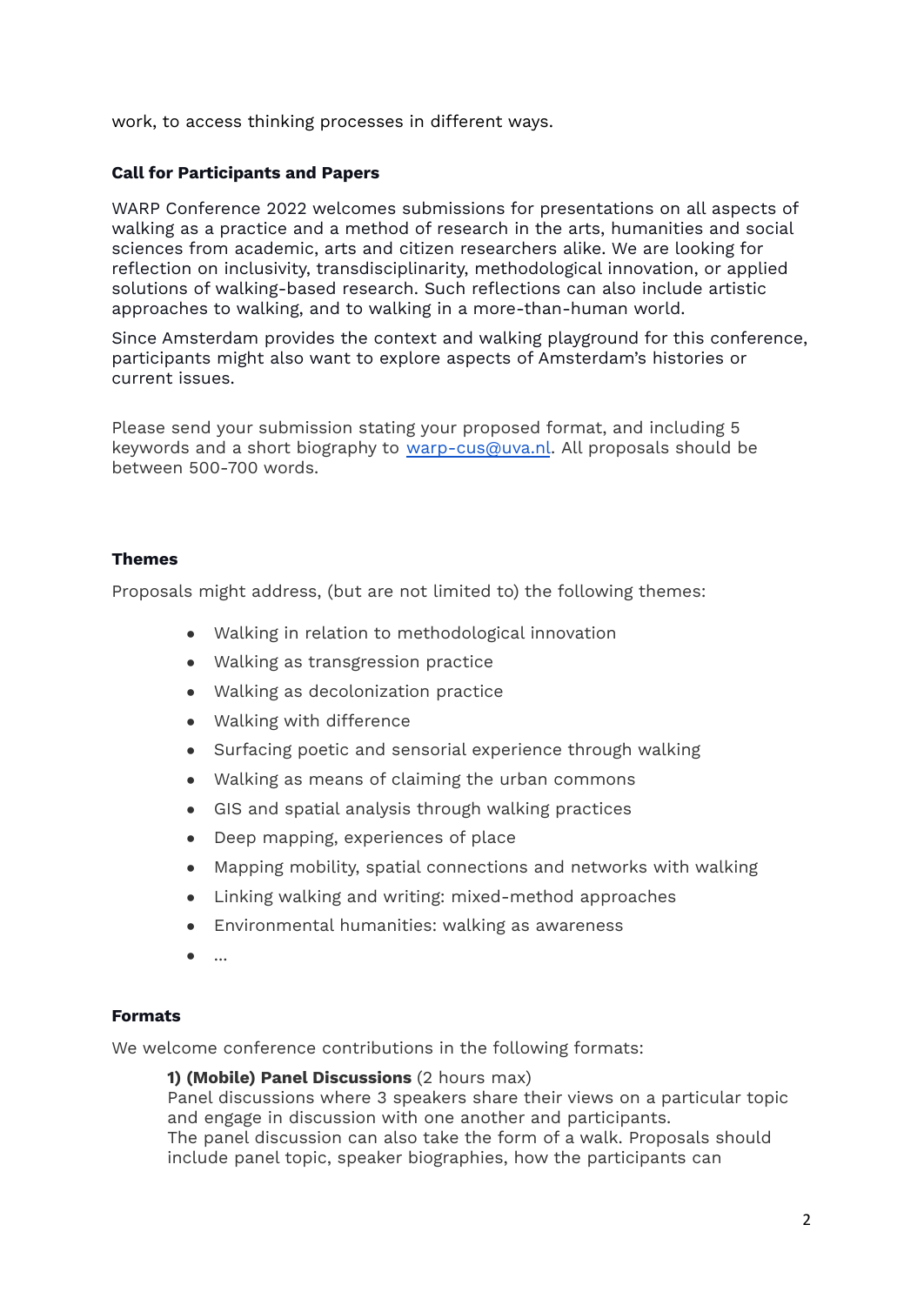work, to access thinking processes in different ways.

**Call for Participants and Papers**

WARP Conference 2022 welcomes submissions for presentations on all aspects of walking as a practice and a method of research in the arts, humanities and social sciences from academic, arts and citizen researchers alike. We are looking for reflection on inclusivity, transdisciplinarity, methodological innovation, or applied solutions of walking-based research. Such reflections can also include artistic approaches to walking, and to walking in a more-than-human world.

Since Amsterdam provides the context and walking playground for this conference, participants might also want to explore aspects of Amsterdam's histories or current issues.

Please send your submission stating your proposed format, and including 5 keywords and a short biography to [warp-cus@uva.nl](mailto:warp-cus@uva.nl). All proposals should be between 500-700 words.

**Themes**

Proposals might address, (but are not limited to) the following themes:

- Walking in relation to methodological innovation
- Walking as transgression practice
- Walking as decolonization practice
- Walking with difference
- Surfacing poetic and sensorial experience through walking
- Walking as means of claiming the urban commons
- GIS and spatial analysis through walking practices
- Deep mapping, experiences of place
- Mapping mobility, spatial connections and networks with walking
- Linking walking and writing: mixed-method approaches
- Environmental humanities: walking as awareness
- …

**Formats**

We welcome conference contributions in the following formats:

**1) (Mobile) Panel Discussions** (2 hours max)
Panel discussions where 3 speakers share their views on a particular topic and engage in discussion with one another and participants.
The panel discussion can also take the form of a walk. Proposals should include panel topic, speaker biographies, how the participants can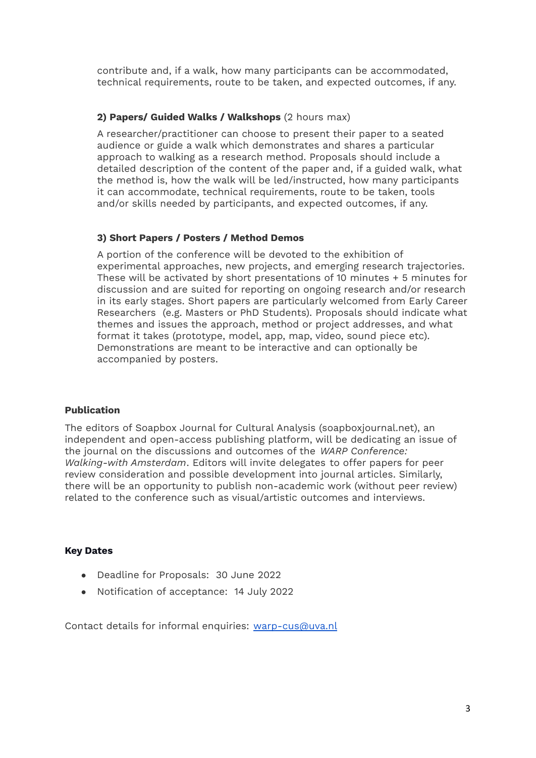contribute and, if a walk, how many participants can be accommodated, technical requirements, route to be taken, and expected outcomes, if any.

**2) Papers/ Guided Walks / Walkshops** (2 hours max)

A researcher/practitioner can choose to present their paper to a seated audience or guide a walk which demonstrates and shares a particular approach to walking as a research method. Proposals should include a detailed description of the content of the paper and, if a guided walk, what the method is, how the walk will be led/instructed, how many participants it can accommodate, technical requirements, route to be taken, tools and/or skills needed by participants, and expected outcomes, if any.

**3) Short Papers / Posters / Method Demos**

A portion of the conference will be devoted to the exhibition of experimental approaches, new projects, and emerging research trajectories. These will be activated by short presentations of 10 minutes + 5 minutes for discussion and are suited for reporting on ongoing research and/or research in its early stages. Short papers are particularly welcomed from Early Career Researchers (e.g. Masters or PhD Students). Proposals should indicate what themes and issues the approach, method or project addresses, and what format it takes (prototype, model, app, map, video, sound piece etc). Demonstrations are meant to be interactive and can optionally be accompanied by posters.

**Publication**

The editors of Soapbox Journal for Cultural Analysis (soapboxjournal.net), an independent and open-access publishing platform, will be dedicating an issue of the journal on the discussions and outcomes of the *WARP Conference: Walking-with Amsterdam*. Editors will invite delegates to offer papers for peer review consideration and possible development into journal articles. Similarly, there will be an opportunity to publish non-academic work (without peer review) related to the conference such as visual/artistic outcomes and interviews.

**Key Dates**

- Deadline for Proposals: 30 June 2022
- Notification of acceptance: 14 July 2022

Contact details for informal enquiries: warp-cus@uva.nl